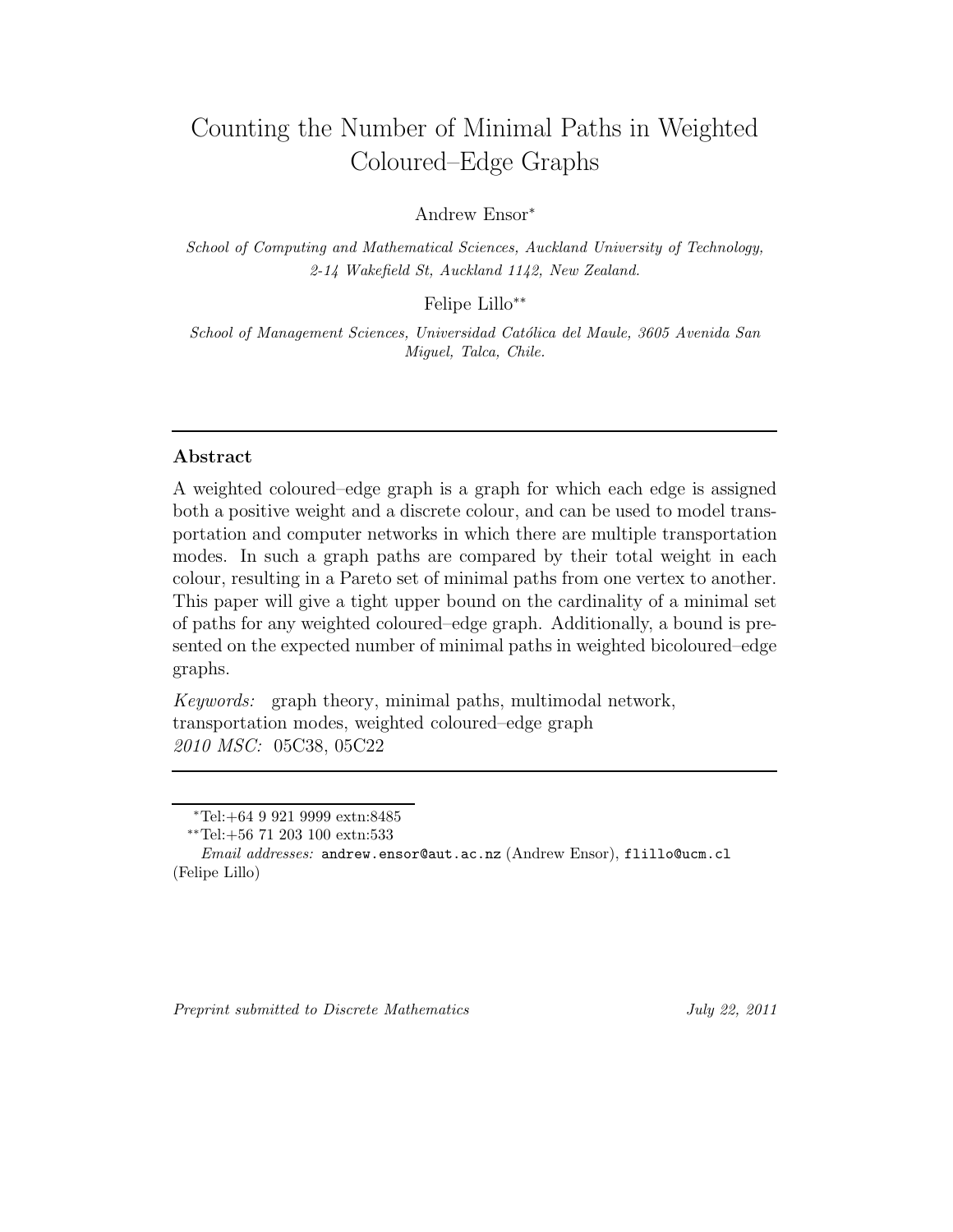# Counting the Number of Minimal Paths in Weighted Coloured–Edge Graphs

Andrew Ensor*

*School of Computing and Mathematical Sciences, Auckland University of Technology, 2-14 Wakefield St, Auckland 1142, New Zealand.*

Felipe Lillo**

*School of Management Sciences, Universidad Católica del Maule, 3605 Avenida San Miguel, Talca, Chile.*

---

## Abstract

A weighted coloured–edge graph is a graph for which each edge is assigned both a positive weight and a discrete colour, and can be used to model transportation and computer networks in which there are multiple transportation modes. In such a graph paths are compared by their total weight in each colour, resulting in a Pareto set of minimal paths from one vertex to another. This paper will give a tight upper bound on the cardinality of a minimal set of paths for any weighted coloured–edge graph. Additionally, a bound is presented on the expected number of minimal paths in weighted bicoloured–edge graphs.

*Keywords:* graph theory, minimal paths, multimodal network, transportation modes, weighted coloured–edge graph
*2010 MSC:* 05C38, 05C22

---

*Tel:+64 9 921 9999 extn:8485

**Tel:+56 71 203 100 extn:533

*Email addresses:* andrew.ensor@aut.ac.nz (Andrew Ensor), flillo@ucm.cl (Felipe Lillo)

*Preprint submitted to Discrete Mathematics* July 22, 2011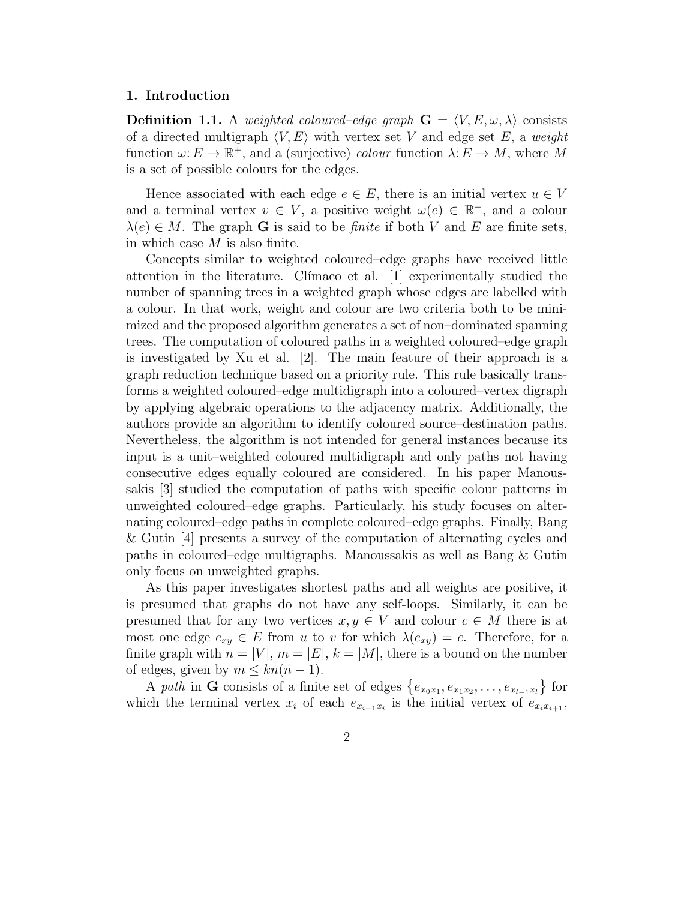## 1. Introduction

**Definition 1.1.** A *weighted coloured–edge graph* $\mathbf{G} = \langle V, E, \omega, \lambda \rangle$ consists of a directed multigraph $\langle V, E \rangle$ with vertex set $V$ and edge set $E$, a *weight* function $\omega \colon E \to \mathbb{R}^+$, and a (surjective) *colour* function $\lambda \colon E \to M$, where $M$ is a set of possible colours for the edges.

Hence associated with each edge $e \in E$, there is an initial vertex $u \in V$ and a terminal vertex $v \in V$, a positive weight $\omega(e) \in \mathbb{R}^+$, and a colour $\lambda(e) \in M$. The graph $\mathbf{G}$ is said to be *finite* if both $V$ and $E$ are finite sets, in which case $M$ is also finite.

Concepts similar to weighted coloured–edge graphs have received little attention in the literature. Clímaco et al. [1] experimentally studied the number of spanning trees in a weighted graph whose edges are labelled with a colour. In that work, weight and colour are two criteria both to be minimized and the proposed algorithm generates a set of non–dominated spanning trees. The computation of coloured paths in a weighted coloured–edge graph is investigated by Xu et al. [2]. The main feature of their approach is a graph reduction technique based on a priority rule. This rule basically transforms a weighted coloured–edge multidigraph into a coloured–vertex digraph by applying algebraic operations to the adjacency matrix. Additionally, the authors provide an algorithm to identify coloured source–destination paths. Nevertheless, the algorithm is not intended for general instances because its input is a unit–weighted coloured multidigraph and only paths not having consecutive edges equally coloured are considered. In his paper Manoussakis [3] studied the computation of paths with specific colour patterns in unweighted coloured–edge graphs. Particularly, his study focuses on alternating coloured–edge paths in complete coloured–edge graphs. Finally, Bang & Gutin [4] presents a survey of the computation of alternating cycles and paths in coloured–edge multigraphs. Manoussakis as well as Bang & Gutin only focus on unweighted graphs.

As this paper investigates shortest paths and all weights are positive, it is presumed that graphs do not have any self-loops. Similarly, it can be presumed that for any two vertices $x, y \in V$ and colour $c \in M$ there is at most one edge $e_{xy} \in E$ from $u$ to $v$ for which $\lambda(e_{xy}) = c$. Therefore, for a finite graph with $n = |V|$, $m = |E|$, $k = |M|$, there is a bound on the number of edges, given by $m \leq kn(n-1)$.

A *path* in $\mathbf{G}$ consists of a finite set of edges $\{e_{x_0x_1}, e_{x_1x_2}, \ldots, e_{x_{l-1}x_l}\}$ for which the terminal vertex $x_i$ of each $e_{x_{i-1}x_i}$ is the initial vertex of $e_{x_ix_{i+1}}$,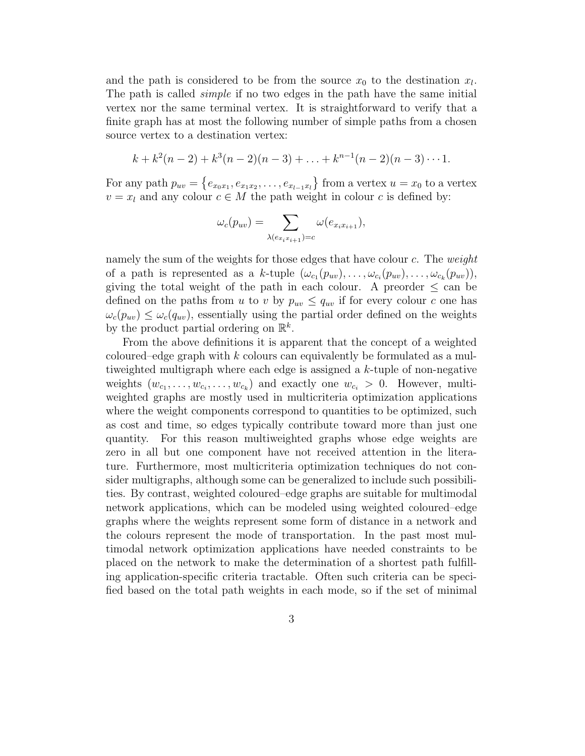and the path is considered to be from the source $x_0$ to the destination $x_l$. The path is called *simple* if no two edges in the path have the same initial vertex nor the same terminal vertex. It is straightforward to verify that a finite graph has at most the following number of simple paths from a chosen source vertex to a destination vertex:

$$k + k^2(n-2) + k^3(n-2)(n-3) + \ldots + k^{n-1}(n-2)(n-3)\cdots 1.$$

For any path $p_{uv} = \{e_{x_0x_1}, e_{x_1x_2}, \ldots, e_{x_{l-1}x_l}\}$ from a vertex $u = x_0$ to a vertex $v = x_l$ and any colour $c \in M$ the path weight in colour $c$ is defined by:

$$\omega_c(p_{uv}) = \sum_{\lambda(e_{x_ix_{i+1}})=c} \omega(e_{x_ix_{i+1}}),$$

namely the sum of the weights for those edges that have colour $c$. The *weight* of a path is represented as a $k$-tuple $(\omega_{c_1}(p_{uv}), \ldots, \omega_{c_i}(p_{uv}), \ldots, \omega_{c_k}(p_{uv}))$, giving the total weight of the path in each colour. A preorder $\leq$ can be defined on the paths from $u$ to $v$ by $p_{uv} \leq q_{uv}$ if for every colour $c$ one has $\omega_c(p_{uv}) \leq \omega_c(q_{uv})$, essentially using the partial order defined on the weights by the product partial ordering on $\mathbb{R}^k$.

From the above definitions it is apparent that the concept of a weighted coloured–edge graph with $k$ colours can equivalently be formulated as a multiweighted multigraph where each edge is assigned a $k$-tuple of non-negative weights $(w_{c_1}, \ldots, w_{c_i}, \ldots, w_{c_k})$ and exactly one $w_{c_i} > 0$. However, multiweighted graphs are mostly used in multicriteria optimization applications where the weight components correspond to quantities to be optimized, such as cost and time, so edges typically contribute toward more than just one quantity. For this reason multiweighted graphs whose edge weights are zero in all but one component have not received attention in the literature. Furthermore, most multicriteria optimization techniques do not consider multigraphs, although some can be generalized to include such possibilities. By contrast, weighted coloured–edge graphs are suitable for multimodal network applications, which can be modeled using weighted coloured–edge graphs where the weights represent some form of distance in a network and the colours represent the mode of transportation. In the past most multimodal network optimization applications have needed constraints to be placed on the network to make the determination of a shortest path fulfilling application-specific criteria tractable. Often such criteria can be specified based on the total path weights in each mode, so if the set of minimal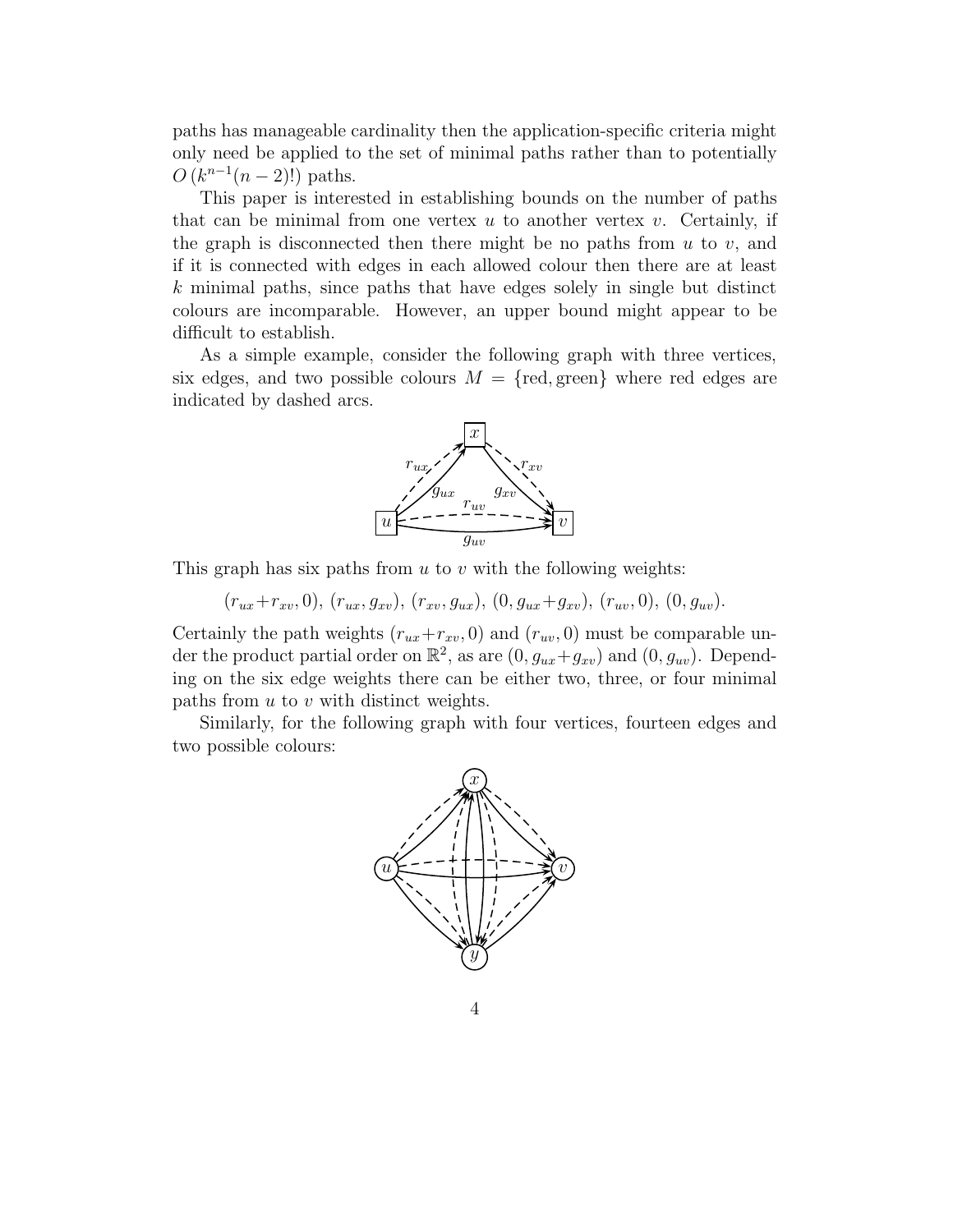paths has manageable cardinality then the application-specific criteria might only need be applied to the set of minimal paths rather than to potentially $O\left(k^{n-1}(n-2)!\right)$ paths.

This paper is interested in establishing bounds on the number of paths that can be minimal from one vertex $u$ to another vertex $v$. Certainly, if the graph is disconnected then there might be no paths from $u$ to $v$, and if it is connected with edges in each allowed colour then there are at least $k$ minimal paths, since paths that have edges solely in single but distinct colours are incomparable. However, an upper bound might appear to be difficult to establish.

As a simple example, consider the following graph with three vertices, six edges, and two possible colours $M = \{\text{red}, \text{green}\}$ where red edges are indicated by dashed arcs.

This graph has six paths from $u$ to $v$ with the following weights:

$$(r_{ux}+r_{xv}, 0),\ (r_{ux}, g_{xv}),\ (r_{xv}, g_{ux}),\ (0, g_{ux}+g_{xv}),\ (r_{uv}, 0),\ (0, g_{uv}).$$

Certainly the path weights $(r_{ux}+r_{xv}, 0)$ and $(r_{uv}, 0)$ must be comparable under the product partial order on $\mathbb{R}^2$, as are $(0, g_{ux}+g_{xv})$ and $(0, g_{uv})$. Depending on the six edge weights there can be either two, three, or four minimal paths from $u$ to $v$ with distinct weights.

Similarly, for the following graph with four vertices, fourteen edges and two possible colours: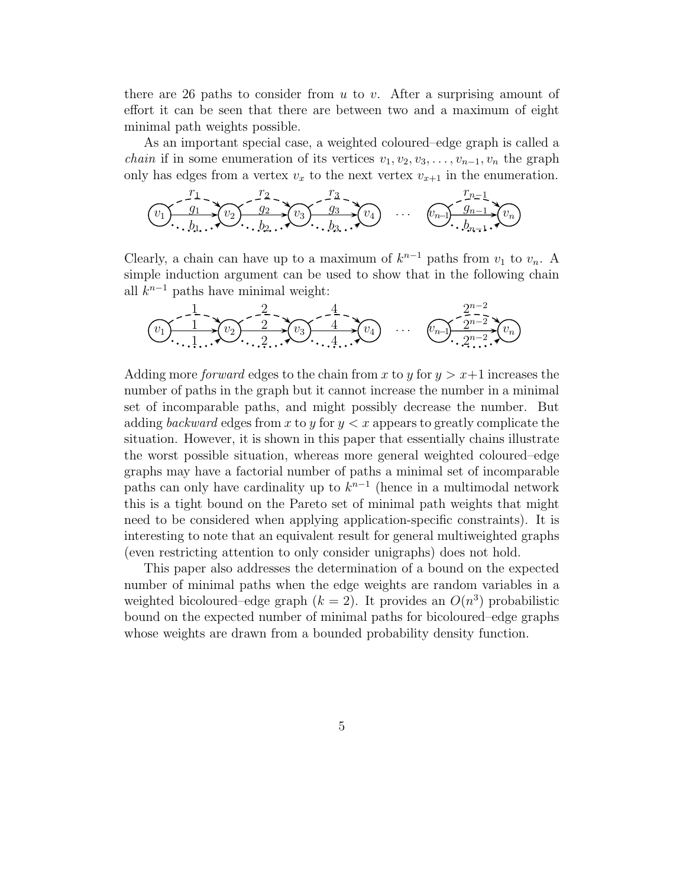there are 26 paths to consider from $u$ to $v$. After a surprising amount of effort it can be seen that there are between two and a maximum of eight minimal path weights possible.

As an important special case, a weighted coloured–edge graph is called a *chain* if in some enumeration of its vertices $v_1, v_2, v_3, \ldots, v_{n-1}, v_n$ the graph only has edges from a vertex $v_x$ to the next vertex $v_{x+1}$ in the enumeration.

Clearly, a chain can have up to a maximum of $k^{n-1}$ paths from $v_1$ to $v_n$. A simple induction argument can be used to show that in the following chain all $k^{n-1}$ paths have minimal weight:

Adding more *forward* edges to the chain from $x$ to $y$ for $y > x+1$ increases the number of paths in the graph but it cannot increase the number in a minimal set of incomparable paths, and might possibly decrease the number. But adding *backward* edges from $x$ to $y$ for $y < x$ appears to greatly complicate the situation. However, it is shown in this paper that essentially chains illustrate the worst possible situation, whereas more general weighted coloured–edge graphs may have a factorial number of paths a minimal set of incomparable paths can only have cardinality up to $k^{n-1}$ (hence in a multimodal network this is a tight bound on the Pareto set of minimal path weights that might need to be considered when applying application-specific constraints). It is interesting to note that an equivalent result for general multiweighted graphs (even restricting attention to only consider unigraphs) does not hold.

This paper also addresses the determination of a bound on the expected number of minimal paths when the edge weights are random variables in a weighted bicoloured–edge graph ($k = 2$). It provides an $O(n^3)$ probabilistic bound on the expected number of minimal paths for bicoloured–edge graphs whose weights are drawn from a bounded probability density function.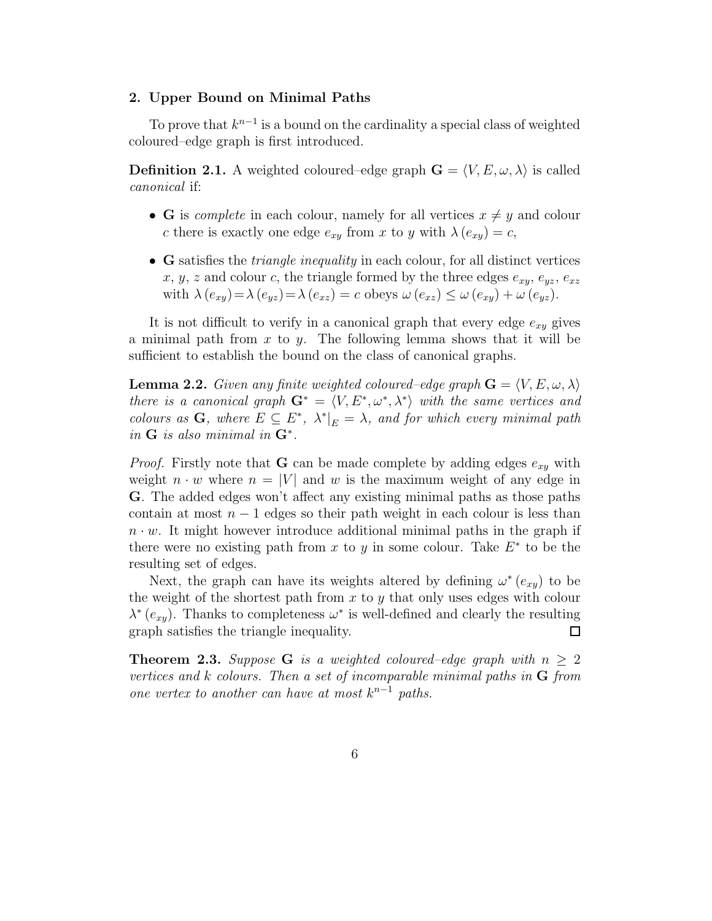## 2. Upper Bound on Minimal Paths

To prove that $k^{n-1}$ is a bound on the cardinality a special class of weighted coloured–edge graph is first introduced.

**Definition 2.1.** A weighted coloured–edge graph $\mathbf{G} = \langle V, E, \omega, \lambda \rangle$ is called *canonical* if:

- $\mathbf{G}$ is *complete* in each colour, namely for all vertices $x \neq y$ and colour $c$ there is exactly one edge $e_{xy}$ from $x$ to $y$ with $\lambda(e_{xy}) = c$,
- $\mathbf{G}$ satisfies the *triangle inequality* in each colour, for all distinct vertices $x$, $y$, $z$ and colour $c$, the triangle formed by the three edges $e_{xy}$, $e_{yz}$, $e_{xz}$ with $\lambda(e_{xy}) = \lambda(e_{yz}) = \lambda(e_{xz}) = c$ obeys $\omega(e_{xz}) \leq \omega(e_{xy}) + \omega(e_{yz})$.

It is not difficult to verify in a canonical graph that every edge $e_{xy}$ gives a minimal path from $x$ to $y$. The following lemma shows that it will be sufficient to establish the bound on the class of canonical graphs.

**Lemma 2.2.** *Given any finite weighted coloured–edge graph $\mathbf{G} = \langle V, E, \omega, \lambda \rangle$ there is a canonical graph $\mathbf{G}^* = \langle V, E^*, \omega^*, \lambda^* \rangle$ with the same vertices and colours as $\mathbf{G}$, where $E \subseteq E^*$, $\lambda^*|_E = \lambda$, and for which every minimal path in $\mathbf{G}$ is also minimal in $\mathbf{G}^*$.*

*Proof.* Firstly note that $\mathbf{G}$ can be made complete by adding edges $e_{xy}$ with weight $n \cdot w$ where $n = |V|$ and $w$ is the maximum weight of any edge in $\mathbf{G}$. The added edges won't affect any existing minimal paths as those paths contain at most $n-1$ edges so their path weight in each colour is less than $n \cdot w$. It might however introduce additional minimal paths in the graph if there were no existing path from $x$ to $y$ in some colour. Take $E^*$ to be the resulting set of edges.

Next, the graph can have its weights altered by defining $\omega^*(e_{xy})$ to be the weight of the shortest path from $x$ to $y$ that only uses edges with colour $\lambda^*(e_{xy})$. Thanks to completeness $\omega^*$ is well-defined and clearly the resulting graph satisfies the triangle inequality. $\square$

**Theorem 2.3.** *Suppose $\mathbf{G}$ is a weighted coloured–edge graph with $n \geq 2$ vertices and $k$ colours. Then a set of incomparable minimal paths in $\mathbf{G}$ from one vertex to another can have at most $k^{n-1}$ paths.*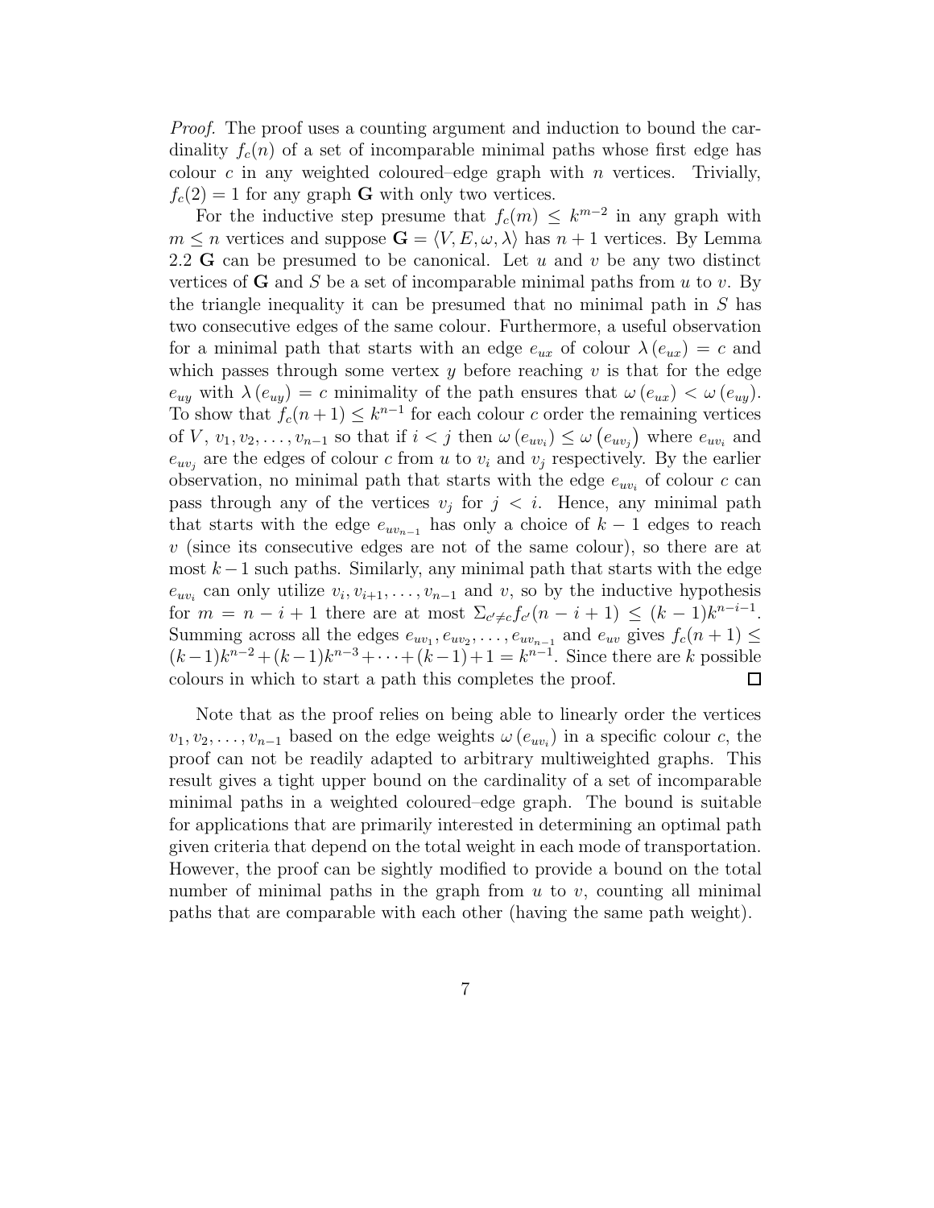*Proof.* The proof uses a counting argument and induction to bound the cardinality $f_c(n)$ of a set of incomparable minimal paths whose first edge has colour $c$ in any weighted coloured–edge graph with $n$ vertices. Trivially, $f_c(2) = 1$ for any graph $\mathbf{G}$ with only two vertices.

For the inductive step presume that $f_c(m) \leq k^{m-2}$ in any graph with $m \leq n$ vertices and suppose $\mathbf{G} = \langle V, E, \omega, \lambda \rangle$ has $n+1$ vertices. By Lemma 2.2 $\mathbf{G}$ can be presumed to be canonical. Let $u$ and $v$ be any two distinct vertices of $\mathbf{G}$ and $S$ be a set of incomparable minimal paths from $u$ to $v$. By the triangle inequality it can be presumed that no minimal path in $S$ has two consecutive edges of the same colour. Furthermore, a useful observation for a minimal path that starts with an edge $e_{ux}$ of colour $\lambda(e_{ux}) = c$ and which passes through some vertex $y$ before reaching $v$ is that for the edge $e_{uy}$ with $\lambda(e_{uy}) = c$ minimality of the path ensures that $\omega(e_{ux}) < \omega(e_{uy})$. To show that $f_c(n+1) \leq k^{n-1}$ for each colour $c$ order the remaining vertices of $V$, $v_1, v_2, \ldots, v_{n-1}$ so that if $i < j$ then $\omega(e_{uv_i}) \leq \omega(e_{uv_j})$ where $e_{uv_i}$ and $e_{uv_j}$ are the edges of colour $c$ from $u$ to $v_i$ and $v_j$ respectively. By the earlier observation, no minimal path that starts with the edge $e_{uv_i}$ of colour $c$ can pass through any of the vertices $v_j$ for $j < i$. Hence, any minimal path that starts with the edge $e_{uv_{n-1}}$ has only a choice of $k-1$ edges to reach $v$ (since its consecutive edges are not of the same colour), so there are at most $k-1$ such paths. Similarly, any minimal path that starts with the edge $e_{uv_i}$ can only utilize $v_i, v_{i+1}, \ldots, v_{n-1}$ and $v$, so by the inductive hypothesis for $m = n-i+1$ there are at most $\Sigma_{c' \neq c} f_{c'}(n-i+1) \leq (k-1)k^{n-i-1}$. Summing across all the edges $e_{uv_1}, e_{uv_2}, \ldots, e_{uv_{n-1}}$ and $e_{uv}$ gives $f_c(n+1) \leq (k-1)k^{n-2} + (k-1)k^{n-3} + \cdots + (k-1) + 1 = k^{n-1}$. Since there are $k$ possible colours in which to start a path this completes the proof. □

Note that as the proof relies on being able to linearly order the vertices $v_1, v_2, \ldots, v_{n-1}$ based on the edge weights $\omega(e_{uv_i})$ in a specific colour $c$, the proof can not be readily adapted to arbitrary multiweighted graphs. This result gives a tight upper bound on the cardinality of a set of incomparable minimal paths in a weighted coloured–edge graph. The bound is suitable for applications that are primarily interested in determining an optimal path given criteria that depend on the total weight in each mode of transportation. However, the proof can be sightly modified to provide a bound on the total number of minimal paths in the graph from $u$ to $v$, counting all minimal paths that are comparable with each other (having the same path weight).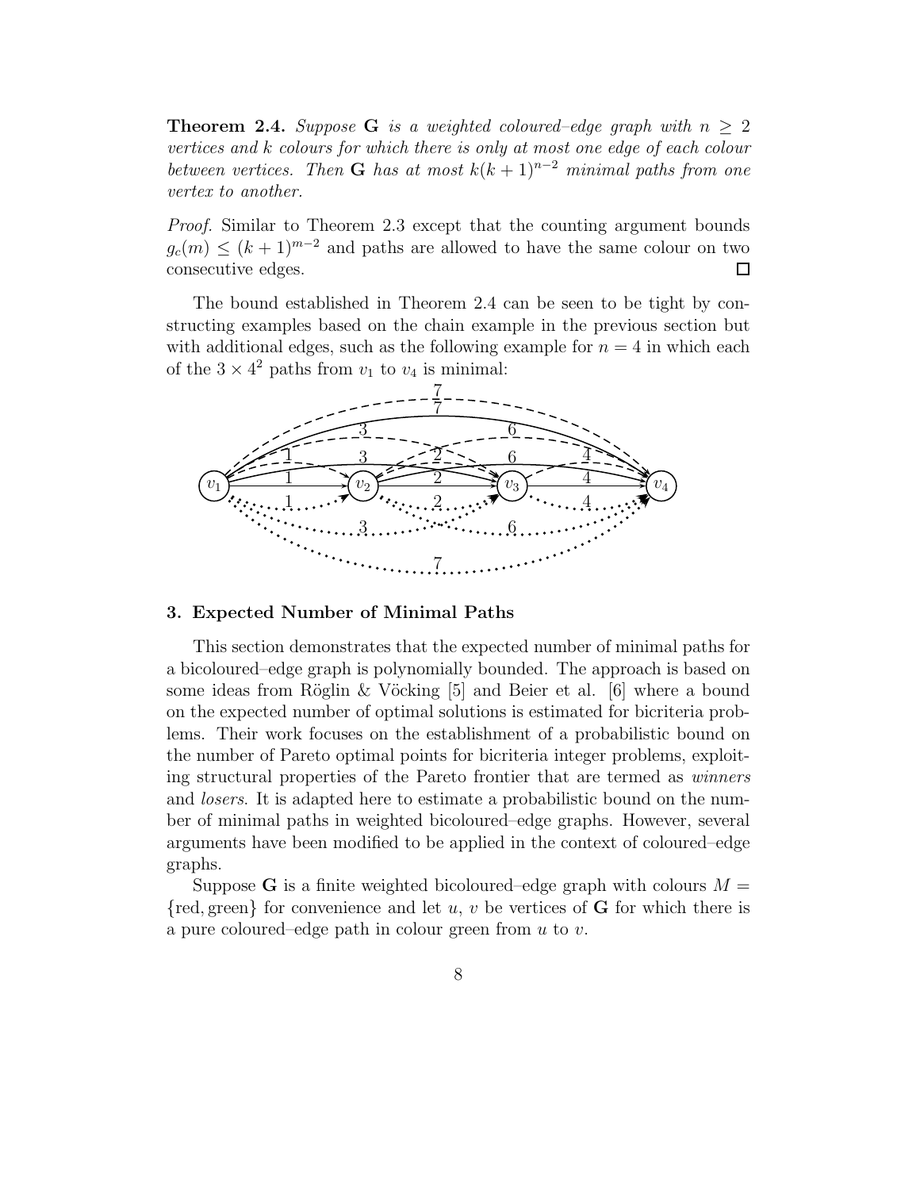**Theorem 2.4.** *Suppose* $\mathbf{G}$ *is a weighted coloured–edge graph with* $n \geq 2$ *vertices and* $k$ *colours for which there is only at most one edge of each colour between vertices. Then* $\mathbf{G}$ *has at most* $k(k+1)^{n-2}$ *minimal paths from one vertex to another.*

*Proof.* Similar to Theorem 2.3 except that the counting argument bounds $g_c(m) \leq (k+1)^{m-2}$ and paths are allowed to have the same colour on two consecutive edges. $\square$

The bound established in Theorem 2.4 can be seen to be tight by constructing examples based on the chain example in the previous section but with additional edges, such as the following example for $n = 4$ in which each of the $3 \times 4^2$ paths from $v_1$ to $v_4$ is minimal:

## 3. Expected Number of Minimal Paths

This section demonstrates that the expected number of minimal paths for a bicoloured–edge graph is polynomially bounded. The approach is based on some ideas from Röglin & Vöcking [5] and Beier et al. [6] where a bound on the expected number of optimal solutions is estimated for bicriteria problems. Their work focuses on the establishment of a probabilistic bound on the number of Pareto optimal points for bicriteria integer problems, exploiting structural properties of the Pareto frontier that are termed as *winners* and *losers*. It is adapted here to estimate a probabilistic bound on the number of minimal paths in weighted bicoloured–edge graphs. However, several arguments have been modified to be applied in the context of coloured–edge graphs.

Suppose $\mathbf{G}$ is a finite weighted bicoloured–edge graph with colours $M = \{\text{red}, \text{green}\}$ for convenience and let $u$, $v$ be vertices of $\mathbf{G}$ for which there is a pure coloured–edge path in colour green from $u$ to $v$.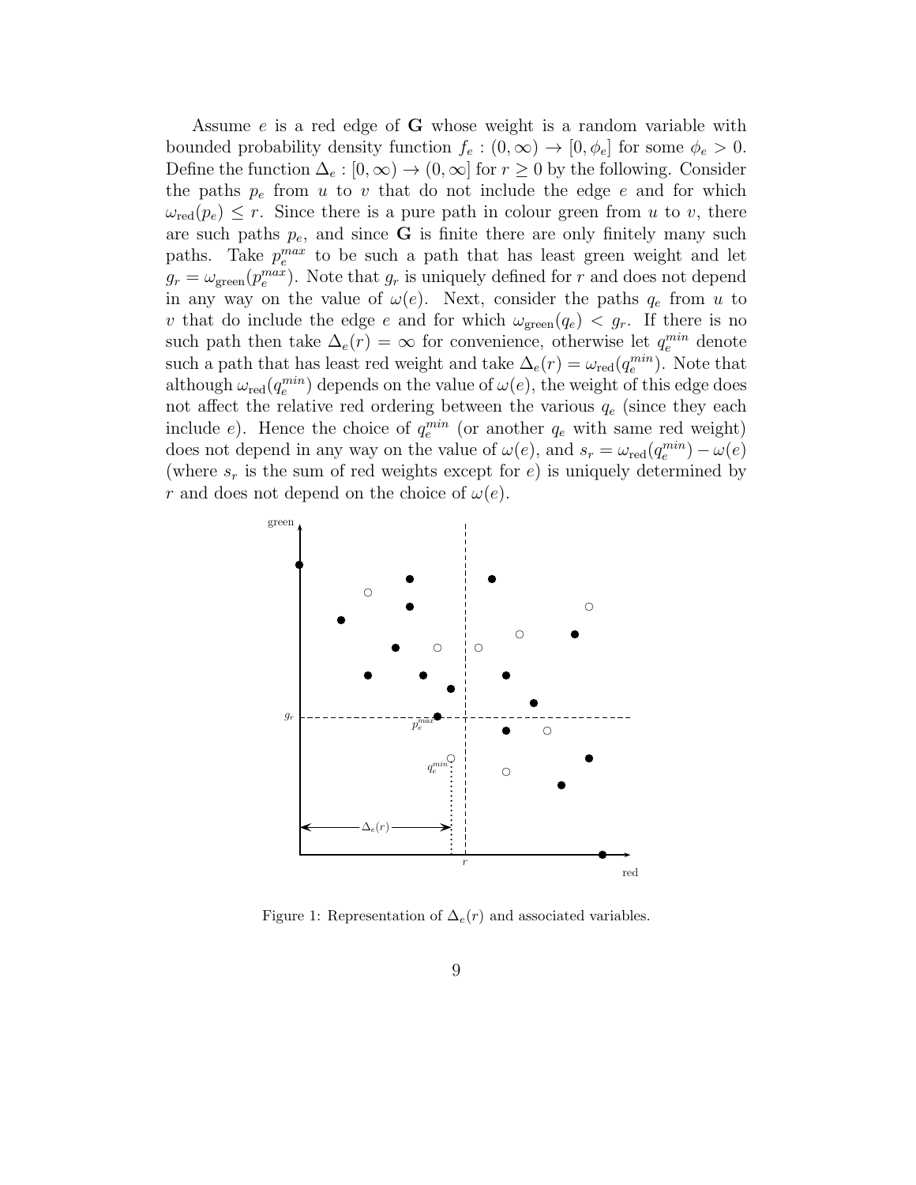Assume $e$ is a red edge of $\mathbf{G}$ whose weight is a random variable with bounded probability density function $f_e : (0, \infty) \to [0, \phi_e]$ for some $\phi_e > 0$. Define the function $\Delta_e : [0, \infty) \to (0, \infty]$ for $r \geq 0$ by the following. Consider the paths $p_e$ from $u$ to $v$ that do not include the edge $e$ and for which $\omega_{\text{red}}(p_e) \leq r$. Since there is a pure path in colour green from $u$ to $v$, there are such paths $p_e$, and since $\mathbf{G}$ is finite there are only finitely many such paths. Take $p_e^{max}$ to be such a path that has least green weight and let $g_r = \omega_{\text{green}}(p_e^{max})$. Note that $g_r$ is uniquely defined for $r$ and does not depend in any way on the value of $\omega(e)$. Next, consider the paths $q_e$ from $u$ to $v$ that do include the edge $e$ and for which $\omega_{\text{green}}(q_e) < g_r$. If there is no such path then take $\Delta_e(r) = \infty$ for convenience, otherwise let $q_e^{min}$ denote such a path that has least red weight and take $\Delta_e(r) = \omega_{\text{red}}(q_e^{min})$. Note that although $\omega_{\text{red}}(q_e^{min})$ depends on the value of $\omega(e)$, the weight of this edge does not affect the relative red ordering between the various $q_e$ (since they each include $e$). Hence the choice of $q_e^{min}$ (or another $q_e$ with same red weight) does not depend in any way on the value of $\omega(e)$, and $s_r = \omega_{\text{red}}(q_e^{min}) - \omega(e)$ (where $s_r$ is the sum of red weights except for $e$) is uniquely determined by $r$ and does not depend on the choice of $\omega(e)$.

Figure 1: Representation of $\Delta_e(r)$ and associated variables.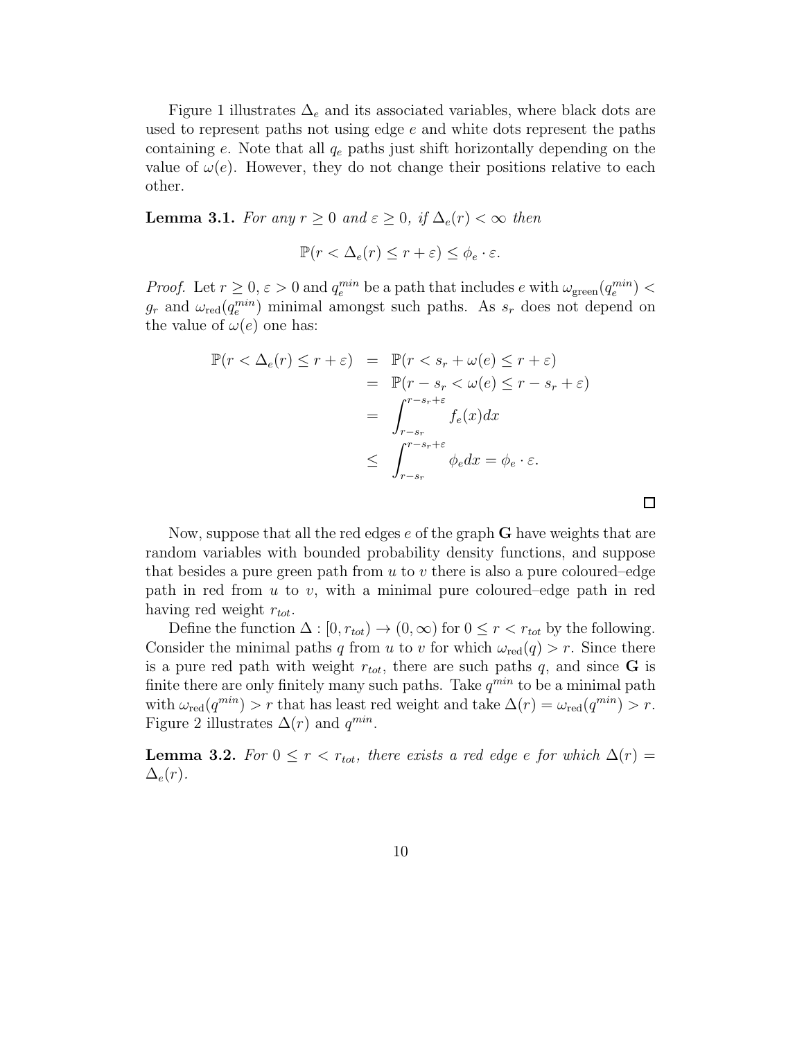Figure 1 illustrates $\Delta_e$ and its associated variables, where black dots are used to represent paths not using edge $e$ and white dots represent the paths containing $e$. Note that all $q_e$ paths just shift horizontally depending on the value of $\omega(e)$. However, they do not change their positions relative to each other.

**Lemma 3.1.** *For any $r \geq 0$ and $\varepsilon \geq 0$, if $\Delta_e(r) < \infty$ then*

$$\mathbb{P}(r < \Delta_e(r) \leq r + \varepsilon) \leq \phi_e \cdot \varepsilon.$$

*Proof.* Let $r \geq 0$, $\varepsilon > 0$ and $q_e^{min}$ be a path that includes $e$ with $\omega_{\text{green}}(q_e^{min}) < g_r$ and $\omega_{\text{red}}(q_e^{min})$ minimal amongst such paths. As $s_r$ does not depend on the value of $\omega(e)$ one has:

$$\begin{aligned}
\mathbb{P}(r < \Delta_e(r) \leq r + \varepsilon) &= \mathbb{P}(r < s_r + \omega(e) \leq r + \varepsilon) \\
&= \mathbb{P}(r - s_r < \omega(e) \leq r - s_r + \varepsilon) \\
&= \int_{r-s_r}^{r-s_r+\varepsilon} f_e(x)dx \\
&\leq \int_{r-s_r}^{r-s_r+\varepsilon} \phi_e dx = \phi_e \cdot \varepsilon.
\end{aligned}$$

□

Now, suppose that all the red edges $e$ of the graph $\mathbf{G}$ have weights that are random variables with bounded probability density functions, and suppose that besides a pure green path from $u$ to $v$ there is also a pure coloured–edge path in red from $u$ to $v$, with a minimal pure coloured–edge path in red having red weight $r_{tot}$.

Define the function $\Delta : [0, r_{tot}) \to (0, \infty)$ for $0 \leq r < r_{tot}$ by the following. Consider the minimal paths $q$ from $u$ to $v$ for which $\omega_{\text{red}}(q) > r$. Since there is a pure red path with weight $r_{tot}$, there are such paths $q$, and since $\mathbf{G}$ is finite there are only finitely many such paths. Take $q^{min}$ to be a minimal path with $\omega_{\text{red}}(q^{min}) > r$ that has least red weight and take $\Delta(r) = \omega_{\text{red}}(q^{min}) > r$. Figure 2 illustrates $\Delta(r)$ and $q^{min}$.

**Lemma 3.2.** *For $0 \leq r < r_{tot}$, there exists a red edge $e$ for which $\Delta(r) = \Delta_e(r)$.*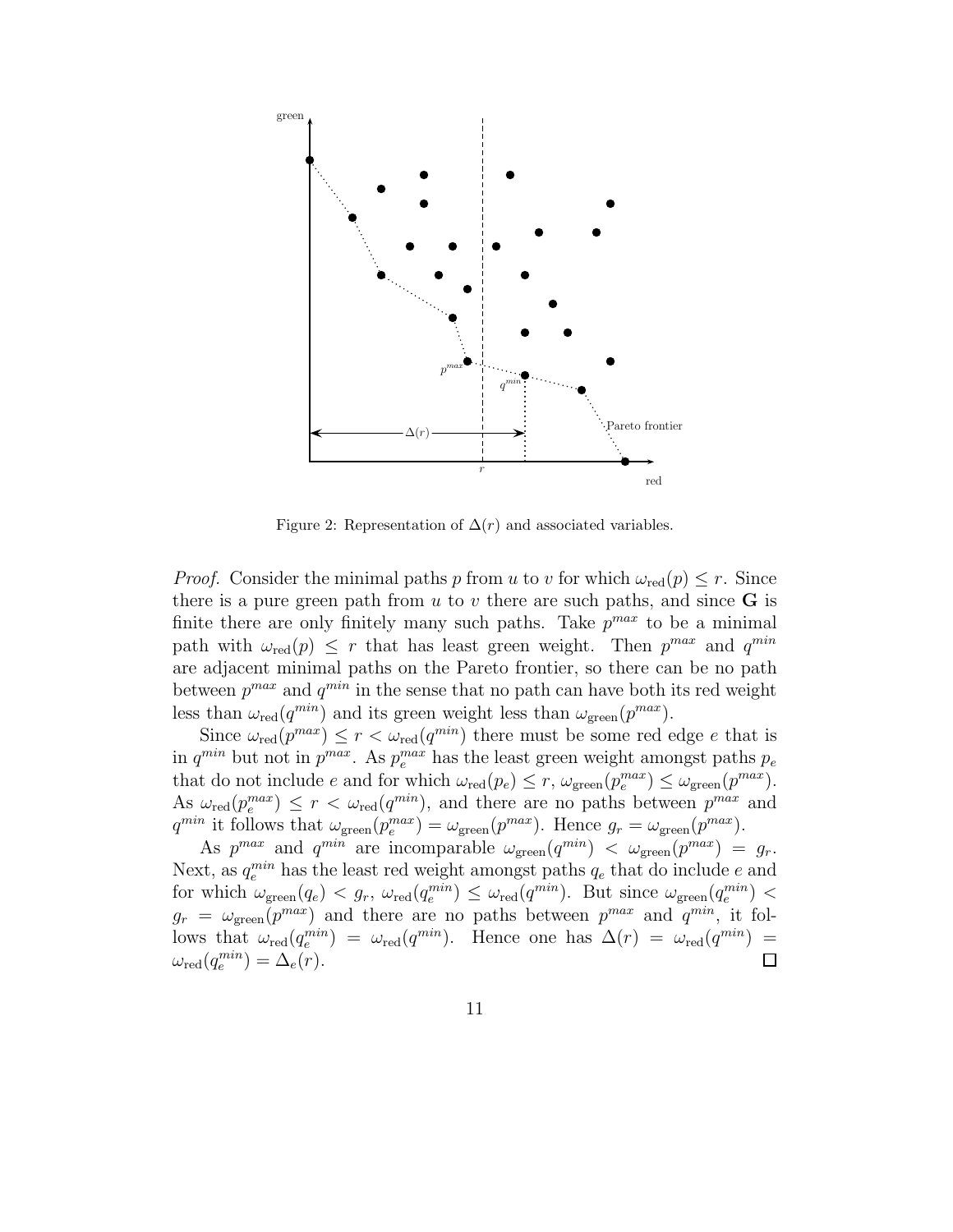Figure 2: Representation of $\Delta(r)$ and associated variables.

*Proof.* Consider the minimal paths $p$ from $u$ to $v$ for which $\omega_{\text{red}}(p) \leq r$. Since there is a pure green path from $u$ to $v$ there are such paths, and since $\mathbf{G}$ is finite there are only finitely many such paths. Take $p^{max}$ to be a minimal path with $\omega_{\text{red}}(p) \leq r$ that has least green weight. Then $p^{max}$ and $q^{min}$ are adjacent minimal paths on the Pareto frontier, so there can be no path between $p^{max}$ and $q^{min}$ in the sense that no path can have both its red weight less than $\omega_{\text{red}}(q^{min})$ and its green weight less than $\omega_{\text{green}}(p^{max})$.

Since $\omega_{\text{red}}(p^{max}) \leq r < \omega_{\text{red}}(q^{min})$ there must be some red edge $e$ that is in $q^{min}$ but not in $p^{max}$. As $p_e^{max}$ has the least green weight amongst paths $p_e$ that do not include $e$ and for which $\omega_{\text{red}}(p_e) \leq r$, $\omega_{\text{green}}(p_e^{max}) \leq \omega_{\text{green}}(p^{max})$. As $\omega_{\text{red}}(p_e^{max}) \leq r < \omega_{\text{red}}(q^{min})$, and there are no paths between $p^{max}$ and $q^{min}$ it follows that $\omega_{\text{green}}(p_e^{max}) = \omega_{\text{green}}(p^{max})$. Hence $g_r = \omega_{\text{green}}(p^{max})$.

As $p^{max}$ and $q^{min}$ are incomparable $\omega_{\text{green}}(q^{min}) < \omega_{\text{green}}(p^{max}) = g_r$. Next, as $q_e^{min}$ has the least red weight amongst paths $q_e$ that do include $e$ and for which $\omega_{\text{green}}(q_e) < g_r$, $\omega_{\text{red}}(q_e^{min}) \leq \omega_{\text{red}}(q^{min})$. But since $\omega_{\text{green}}(q_e^{min}) < g_r = \omega_{\text{green}}(p^{max})$ and there are no paths between $p^{max}$ and $q^{min}$, it follows that $\omega_{\text{red}}(q_e^{min}) = \omega_{\text{red}}(q^{min})$. Hence one has $\Delta(r) = \omega_{\text{red}}(q^{min}) = \omega_{\text{red}}(q_e^{min}) = \Delta_e(r)$. $\square$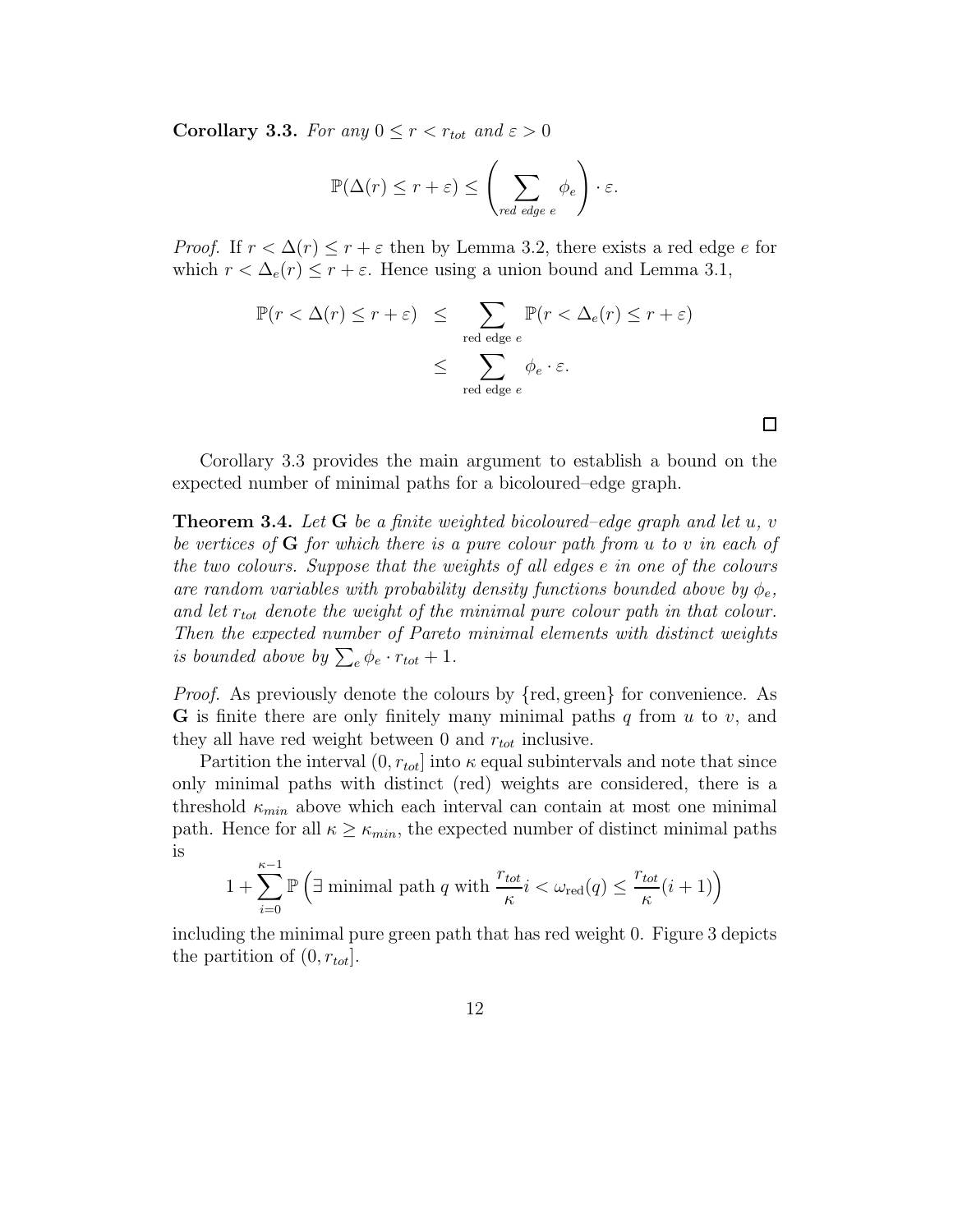**Corollary 3.3.** *For any $0 \leq r < r_{tot}$ and $\varepsilon > 0$*

$$\mathbb{P}(\Delta(r) \leq r + \varepsilon) \leq \left( \sum_{\text{red edge } e} \phi_e \right) \cdot \varepsilon.$$

*Proof.* If $r < \Delta(r) \leq r + \varepsilon$ then by Lemma 3.2, there exists a red edge $e$ for which $r < \Delta_e(r) \leq r + \varepsilon$. Hence using a union bound and Lemma 3.1,

$$\begin{aligned}
\mathbb{P}(r < \Delta(r) \leq r + \varepsilon) &\leq \sum_{\text{red edge } e} \mathbb{P}(r < \Delta_e(r) \leq r + \varepsilon) \\
&\leq \sum_{\text{red edge } e} \phi_e \cdot \varepsilon.
\end{aligned}$$

□

Corollary 3.3 provides the main argument to establish a bound on the expected number of minimal paths for a bicoloured–edge graph.

**Theorem 3.4.** *Let $\mathbf{G}$ be a finite weighted bicoloured–edge graph and let $u$, $v$ be vertices of $\mathbf{G}$ for which there is a pure colour path from $u$ to $v$ in each of the two colours. Suppose that the weights of all edges $e$ in one of the colours are random variables with probability density functions bounded above by $\phi_e$, and let $r_{tot}$ denote the weight of the minimal pure colour path in that colour. Then the expected number of Pareto minimal elements with distinct weights is bounded above by $\sum_e \phi_e \cdot r_{tot} + 1$.*

*Proof.* As previously denote the colours by $\{\text{red}, \text{green}\}$ for convenience. As $\mathbf{G}$ is finite there are only finitely many minimal paths $q$ from $u$ to $v$, and they all have red weight between 0 and $r_{tot}$ inclusive.

Partition the interval $(0, r_{tot}]$ into $\kappa$ equal subintervals and note that since only minimal paths with distinct (red) weights are considered, there is a threshold $\kappa_{min}$ above which each interval can contain at most one minimal path. Hence for all $\kappa \geq \kappa_{min}$, the expected number of distinct minimal paths is

$$1 + \sum_{i=0}^{\kappa-1} \mathbb{P}\left(\exists \text{ minimal path } q \text{ with } \frac{r_{tot}}{\kappa} i < \omega_{\text{red}}(q) \leq \frac{r_{tot}}{\kappa}(i+1)\right)$$

including the minimal pure green path that has red weight 0. Figure 3 depicts the partition of $(0, r_{tot}]$.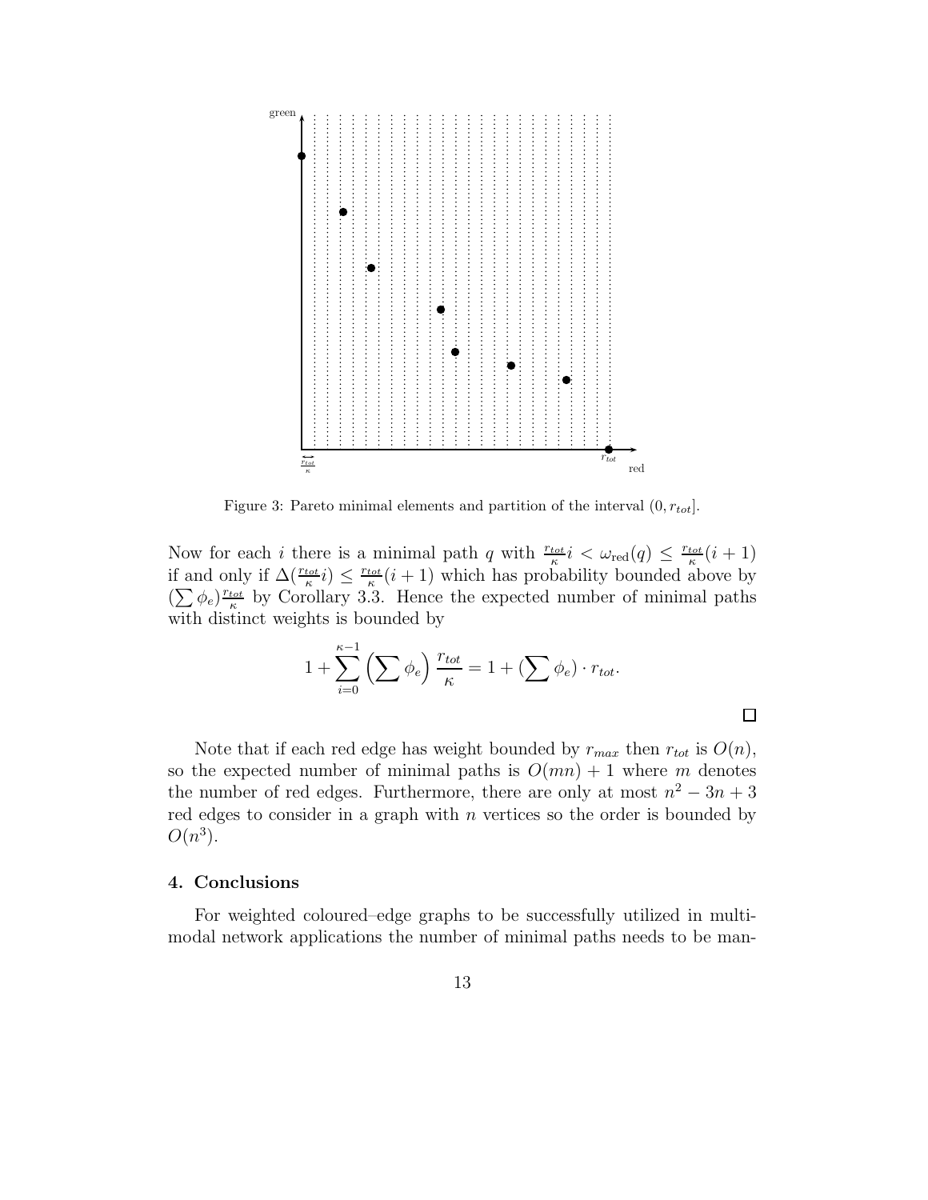Figure 3: Pareto minimal elements and partition of the interval $(0, r_{tot}]$.

Now for each $i$ there is a minimal path $q$ with $\frac{r_{tot}}{\kappa} i < \omega_{\text{red}}(q) \leq \frac{r_{tot}}{\kappa}(i+1)$ if and only if $\Delta(\frac{r_{tot}}{\kappa} i) \leq \frac{r_{tot}}{\kappa}(i+1)$ which has probability bounded above by $(\sum \phi_e)\frac{r_{tot}}{\kappa}$ by Corollary 3.3. Hence the expected number of minimal paths with distinct weights is bounded by

$$1 + \sum_{i=0}^{\kappa-1} \left(\sum \phi_e\right) \frac{r_{tot}}{\kappa} = 1 + (\sum \phi_e) \cdot r_{tot}.$$

□

Note that if each red edge has weight bounded by $r_{max}$ then $r_{tot}$ is $O(n)$, so the expected number of minimal paths is $O(mn) + 1$ where $m$ denotes the number of red edges. Furthermore, there are only at most $n^2 - 3n + 3$ red edges to consider in a graph with $n$ vertices so the order is bounded by $O(n^3)$.

## 4. Conclusions

For weighted coloured–edge graphs to be successfully utilized in multimodal network applications the number of minimal paths needs to be man-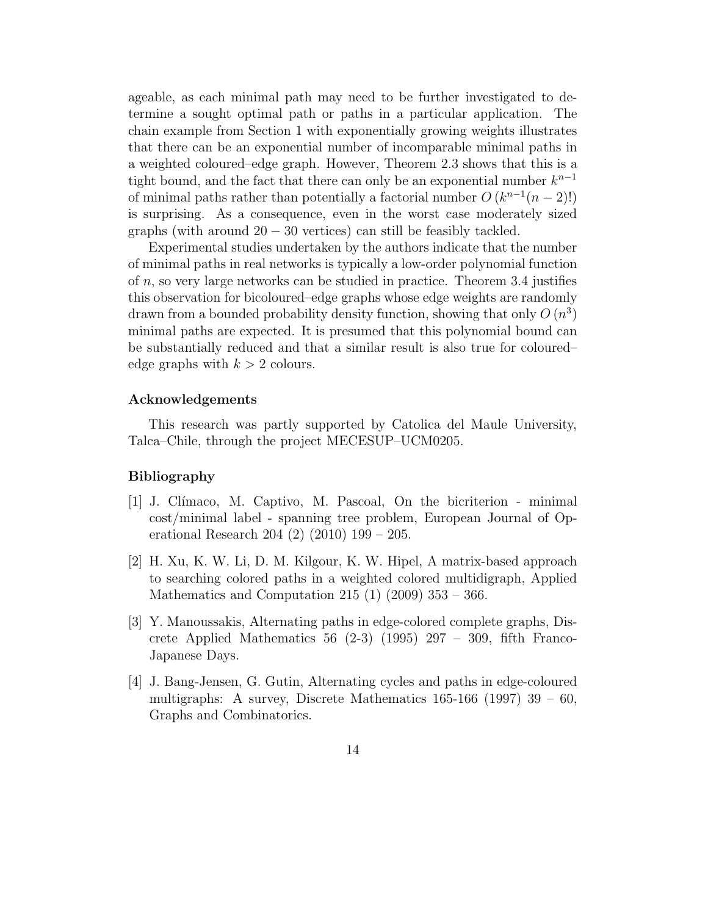ageable, as each minimal path may need to be further investigated to determine a sought optimal path or paths in a particular application. The chain example from Section 1 with exponentially growing weights illustrates that there can be an exponential number of incomparable minimal paths in a weighted coloured–edge graph. However, Theorem 2.3 shows that this is a tight bound, and the fact that there can only be an exponential number $k^{n-1}$ of minimal paths rather than potentially a factorial number $O\left(k^{n-1}(n-2)!\right)$ is surprising. As a consequence, even in the worst case moderately sized graphs (with around $20 - 30$ vertices) can still be feasibly tackled.

Experimental studies undertaken by the authors indicate that the number of minimal paths in real networks is typically a low-order polynomial function of $n$, so very large networks can be studied in practice. Theorem 3.4 justifies this observation for bicoloured–edge graphs whose edge weights are randomly drawn from a bounded probability density function, showing that only $O\left(n^3\right)$ minimal paths are expected. It is presumed that this polynomial bound can be substantially reduced and that a similar result is also true for coloured–edge graphs with $k > 2$ colours.

### Acknowledgements

This research was partly supported by Catolica del Maule University, Talca–Chile, through the project MECESUP–UCM0205.

### Bibliography

[1] J. Clímaco, M. Captivo, M. Pascoal, On the bicriterion - minimal cost/minimal label - spanning tree problem, European Journal of Operational Research 204 (2) (2010) 199 – 205.

[2] H. Xu, K. W. Li, D. M. Kilgour, K. W. Hipel, A matrix-based approach to searching colored paths in a weighted colored multidigraph, Applied Mathematics and Computation 215 (1) (2009) 353 – 366.

[3] Y. Manoussakis, Alternating paths in edge-colored complete graphs, Discrete Applied Mathematics 56 (2-3) (1995) 297 – 309, fifth Franco-Japanese Days.

[4] J. Bang-Jensen, G. Gutin, Alternating cycles and paths in edge-coloured multigraphs: A survey, Discrete Mathematics 165-166 (1997) 39 – 60, Graphs and Combinatorics.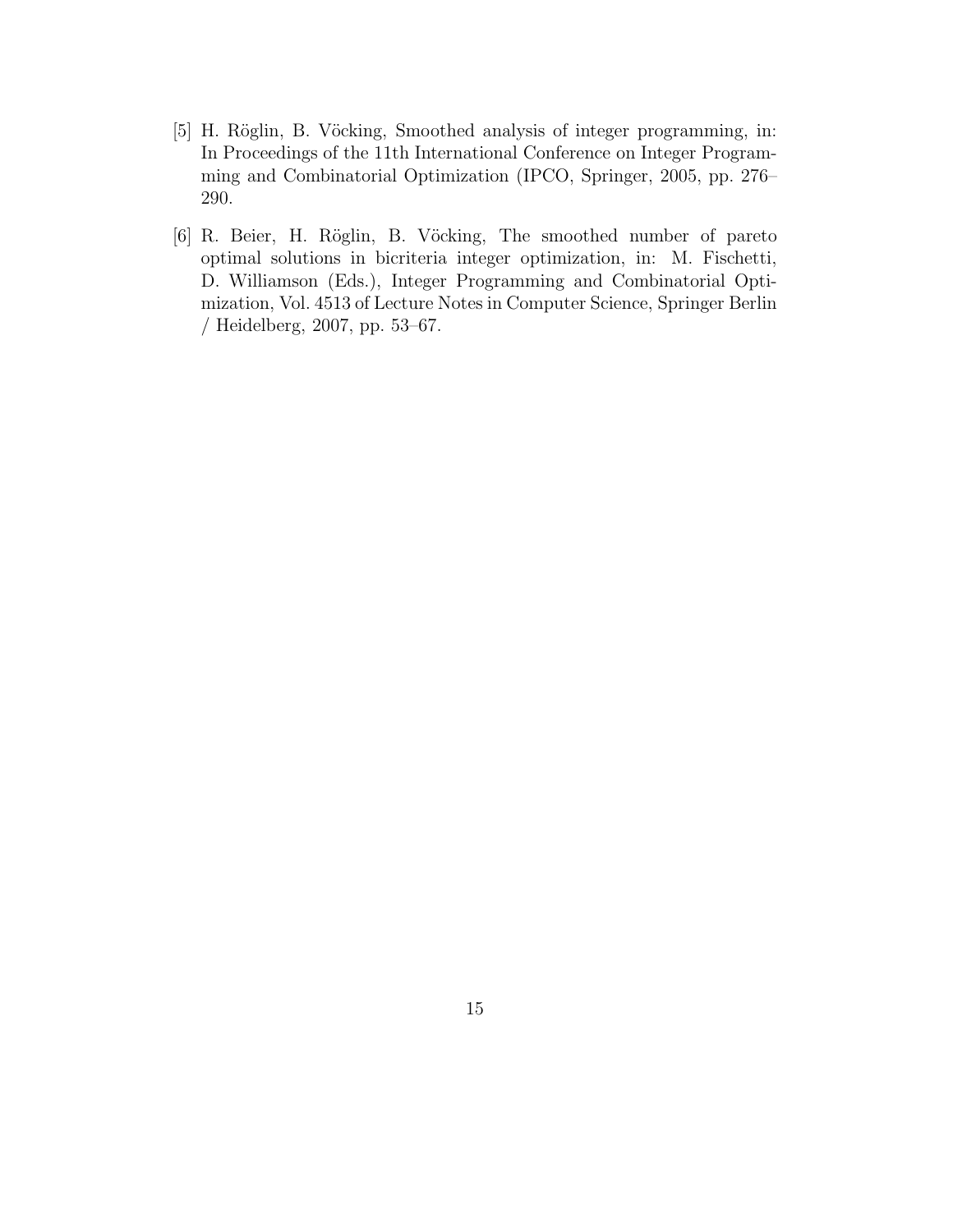[5] H. Röglin, B. Vöcking, Smoothed analysis of integer programming, in: In Proceedings of the 11th International Conference on Integer Programming and Combinatorial Optimization (IPCO, Springer, 2005, pp. 276–290.

[6] R. Beier, H. Röglin, B. Vöcking, The smoothed number of pareto optimal solutions in bicriteria integer optimization, in: M. Fischetti, D. Williamson (Eds.), Integer Programming and Combinatorial Optimization, Vol. 4513 of Lecture Notes in Computer Science, Springer Berlin / Heidelberg, 2007, pp. 53–67.